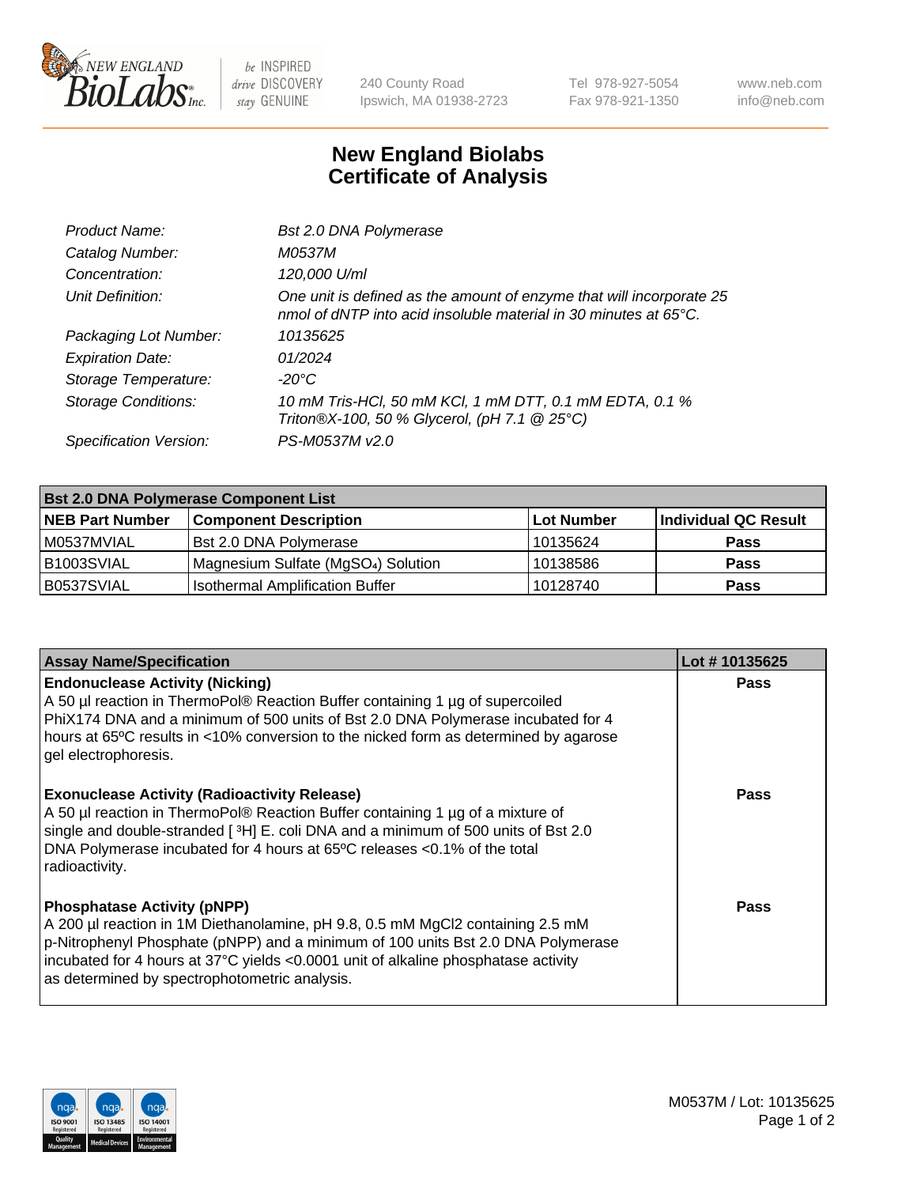# New England Biolabs Certificate of Analysis

| | |
|---|---|
| *Product Name:* | *Bst 2.0 DNA Polymerase* |
| *Catalog Number:* | *M0537M* |
| *Concentration:* | *120,000 U/ml* |
| *Unit Definition:* | *One unit is defined as the amount of enzyme that will incorporate 25 nmol of dNTP into acid insoluble material in 30 minutes at 65°C.* |
| *Packaging Lot Number:* | *10135625* |
| *Expiration Date:* | *01/2024* |
| *Storage Temperature:* | *-20°C* |
| *Storage Conditions:* | *10 mM Tris-HCl, 50 mM KCl, 1 mM DTT, 0.1 mM EDTA, 0.1 % Triton®X-100, 50 % Glycerol, (pH 7.1 @ 25°C)* |
| *Specification Version:* | *PS-M0537M v2.0* |

| **Bst 2.0 DNA Polymerase Component List** | | | |
|---|---|---|---|
| **NEB Part Number** | **Component Description** | **Lot Number** | **Individual QC Result** |
| M0537MVIAL | Bst 2.0 DNA Polymerase | 10135624 | **Pass** |
| B1003SVIAL | Magnesium Sulfate ($MgSO_4$) Solution | 10138586 | **Pass** |
| B0537SVIAL | Isothermal Amplification Buffer | 10128740 | **Pass** |

| **Assay Name/Specification** | **Lot # 10135625** |
|---|---|
| **Endonuclease Activity (Nicking)** A 50 µl reaction in ThermoPol® Reaction Buffer containing 1 µg of supercoiled PhiX174 DNA and a minimum of 500 units of Bst 2.0 DNA Polymerase incubated for 4 hours at 65ºC results in <10% conversion to the nicked form as determined by agarose gel electrophoresis. | **Pass** |
| **Exonuclease Activity (Radioactivity Release)** A 50 µl reaction in ThermoPol® Reaction Buffer containing 1 µg of a mixture of single and double-stranded [ $^3$H] E. coli DNA and a minimum of 500 units of Bst 2.0 DNA Polymerase incubated for 4 hours at 65ºC releases <0.1% of the total radioactivity. | **Pass** |
| **Phosphatase Activity (pNPP)** A 200 µl reaction in 1M Diethanolamine, pH 9.8, 0.5 mM $MgCl_2$ containing 2.5 mM p-Nitrophenyl Phosphate (pNPP) and a minimum of 100 units Bst 2.0 DNA Polymerase incubated for 4 hours at 37°C yields <0.0001 unit of alkaline phosphatase activity as determined by spectrophotometric analysis. | **Pass** |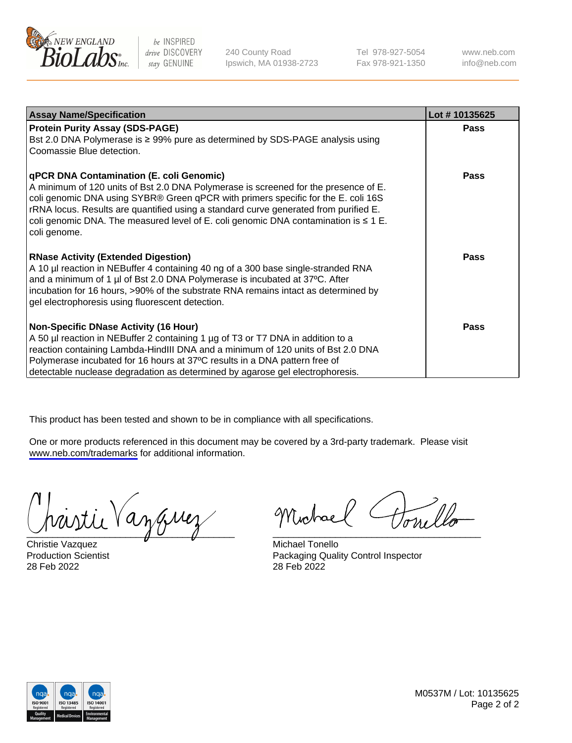| Assay Name/Specification | Lot # 10135625 |
| --- | --- |
| **Protein Purity Assay (SDS-PAGE)**<br>Bst 2.0 DNA Polymerase is ≥ 99% pure as determined by SDS-PAGE analysis using Coomassie Blue detection. | **Pass** |
| **qPCR DNA Contamination (E. coli Genomic)**<br>A minimum of 120 units of Bst 2.0 DNA Polymerase is screened for the presence of E. coli genomic DNA using SYBR® Green qPCR with primers specific for the E. coli 16S rRNA locus. Results are quantified using a standard curve generated from purified E. coli genomic DNA. The measured level of E. coli genomic DNA contamination is ≤ 1 E. coli genome. | **Pass** |
| **RNase Activity (Extended Digestion)**<br>A 10 µl reaction in NEBuffer 4 containing 40 ng of a 300 base single-stranded RNA and a minimum of 1 µl of Bst 2.0 DNA Polymerase is incubated at 37ºC. After incubation for 16 hours, >90% of the substrate RNA remains intact as determined by gel electrophoresis using fluorescent detection. | **Pass** |
| **Non-Specific DNase Activity (16 Hour)**<br>A 50 µl reaction in NEBuffer 2 containing 1 µg of T3 or T7 DNA in addition to a reaction containing Lambda-HindIII DNA and a minimum of 120 units of Bst 2.0 DNA Polymerase incubated for 16 hours at 37ºC results in a DNA pattern free of detectable nuclease degradation as determined by agarose gel electrophoresis. | **Pass** |

This product has been tested and shown to be in compliance with all specifications.

One or more products referenced in this document may be covered by a 3rd-party trademark. Please visit www.neb.com/trademarks for additional information.

Christie Vazquez
Production Scientist
28 Feb 2022

Michael Tonello
Packaging Quality Control Inspector
28 Feb 2022

M0537M / Lot: 10135625